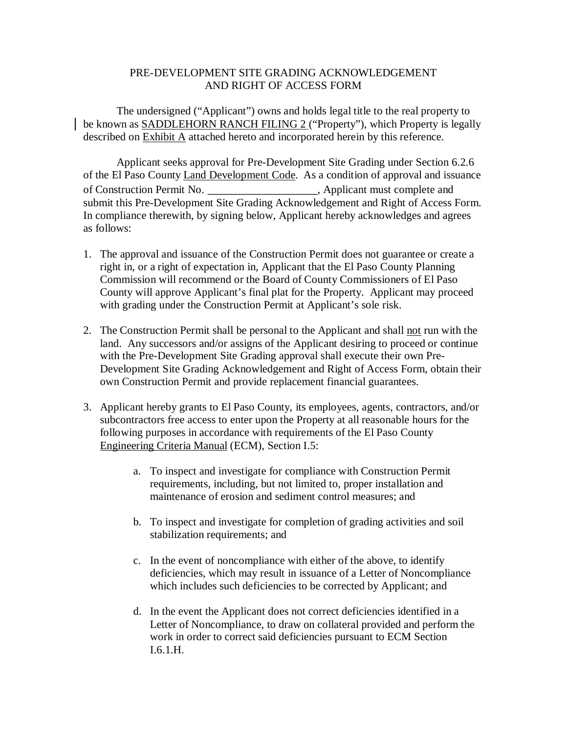# PRE-DEVELOPMENT SITE GRADING ACKNOWLEDGEMENT AND RIGHT OF ACCESS FORM

The undersigned ("Applicant") owns and holds legal title to the real property to be known as SADDLEHORN RANCH FILING 2 ("Property"), which Property is legally described on Exhibit A attached hereto and incorporated herein by this reference.

Applicant seeks approval for Pre-Development Site Grading under Section 6.2.6 of the El Paso County Land Development Code. As a condition of approval and issuance of Construction Permit No. ___________________, Applicant must complete and submit this Pre-Development Site Grading Acknowledgement and Right of Access Form. In compliance therewith, by signing below, Applicant hereby acknowledges and agrees as follows:

1. The approval and issuance of the Construction Permit does not guarantee or create a right in, or a right of expectation in, Applicant that the El Paso County Planning Commission will recommend or the Board of County Commissioners of El Paso County will approve Applicant's final plat for the Property. Applicant may proceed with grading under the Construction Permit at Applicant's sole risk.

2. The Construction Permit shall be personal to the Applicant and shall not run with the land. Any successors and/or assigns of the Applicant desiring to proceed or continue with the Pre-Development Site Grading approval shall execute their own Pre-Development Site Grading Acknowledgement and Right of Access Form, obtain their own Construction Permit and provide replacement financial guarantees.

3. Applicant hereby grants to El Paso County, its employees, agents, contractors, and/or subcontractors free access to enter upon the Property at all reasonable hours for the following purposes in accordance with requirements of the El Paso County Engineering Criteria Manual (ECM), Section I.5:

   a. To inspect and investigate for compliance with Construction Permit requirements, including, but not limited to, proper installation and maintenance of erosion and sediment control measures; and

   b. To inspect and investigate for completion of grading activities and soil stabilization requirements; and

   c. In the event of noncompliance with either of the above, to identify deficiencies, which may result in issuance of a Letter of Noncompliance which includes such deficiencies to be corrected by Applicant; and

   d. In the event the Applicant does not correct deficiencies identified in a Letter of Noncompliance, to draw on collateral provided and perform the work in order to correct said deficiencies pursuant to ECM Section I.6.1.H.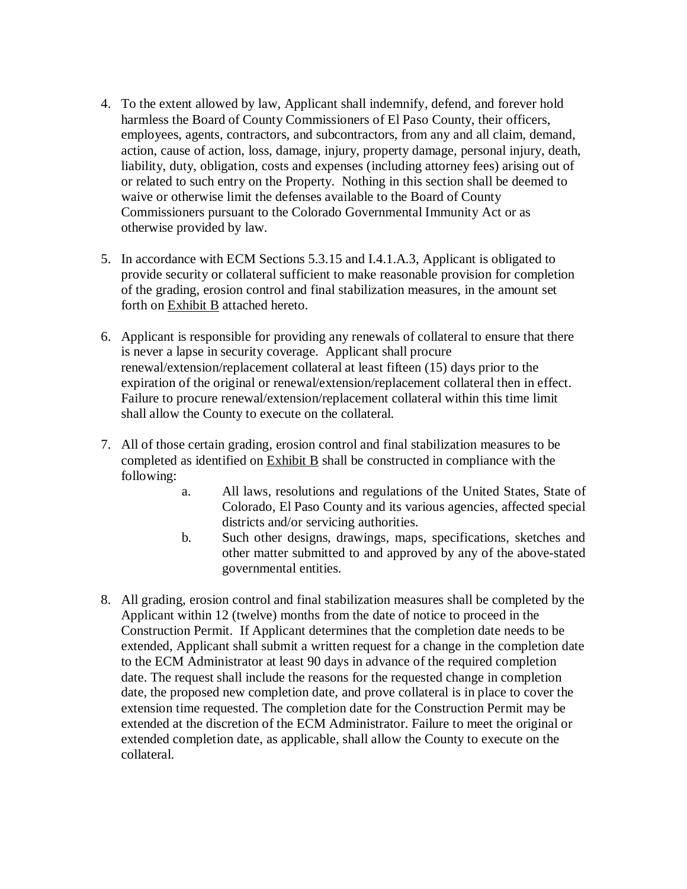4. To the extent allowed by law, Applicant shall indemnify, defend, and forever hold harmless the Board of County Commissioners of El Paso County, their officers, employees, agents, contractors, and subcontractors, from any and all claim, demand, action, cause of action, loss, damage, injury, property damage, personal injury, death, liability, duty, obligation, costs and expenses (including attorney fees) arising out of or related to such entry on the Property. Nothing in this section shall be deemed to waive or otherwise limit the defenses available to the Board of County Commissioners pursuant to the Colorado Governmental Immunity Act or as otherwise provided by law.

5. In accordance with ECM Sections 5.3.15 and I.4.1.A.3, Applicant is obligated to provide security or collateral sufficient to make reasonable provision for completion of the grading, erosion control and final stabilization measures, in the amount set forth on Exhibit B attached hereto.

6. Applicant is responsible for providing any renewals of collateral to ensure that there is never a lapse in security coverage. Applicant shall procure renewal/extension/replacement collateral at least fifteen (15) days prior to the expiration of the original or renewal/extension/replacement collateral then in effect. Failure to procure renewal/extension/replacement collateral within this time limit shall allow the County to execute on the collateral.

7. All of those certain grading, erosion control and final stabilization measures to be completed as identified on Exhibit B shall be constructed in compliance with the following:
   a. All laws, resolutions and regulations of the United States, State of Colorado, El Paso County and its various agencies, affected special districts and/or servicing authorities.
   b. Such other designs, drawings, maps, specifications, sketches and other matter submitted to and approved by any of the above-stated governmental entities.

8. All grading, erosion control and final stabilization measures shall be completed by the Applicant within 12 (twelve) months from the date of notice to proceed in the Construction Permit. If Applicant determines that the completion date needs to be extended, Applicant shall submit a written request for a change in the completion date to the ECM Administrator at least 90 days in advance of the required completion date. The request shall include the reasons for the requested change in completion date, the proposed new completion date, and prove collateral is in place to cover the extension time requested. The completion date for the Construction Permit may be extended at the discretion of the ECM Administrator. Failure to meet the original or extended completion date, as applicable, shall allow the County to execute on the collateral.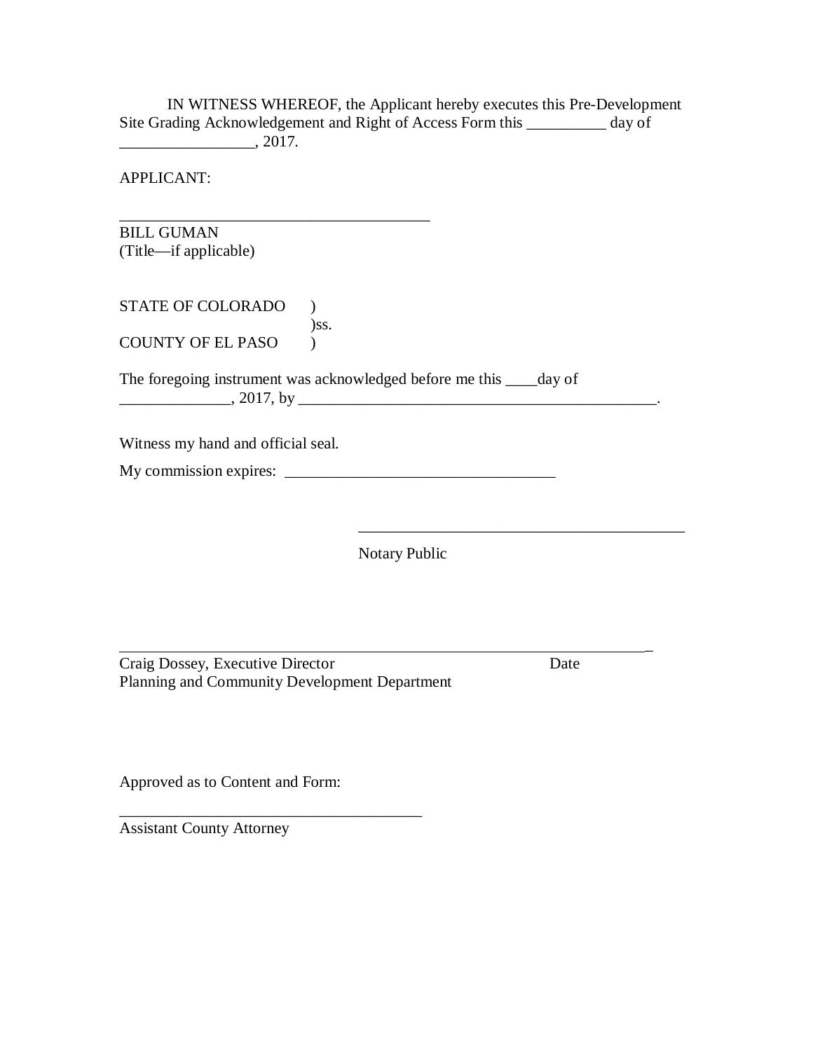IN WITNESS WHEREOF, the Applicant hereby executes this Pre-Development Site Grading Acknowledgement and Right of Access Form this __________ day of _________________, 2017.

APPLICANT:

________________________________________
BILL GUMAN
(Title—if applicable)

STATE OF COLORADO )
)ss.
COUNTY OF EL PASO )

The foregoing instrument was acknowledged before me this ____day of ______________, 2017, by ______________________________________________.

Witness my hand and official seal.

My commission expires: __________________________________

__________________________________________
Notary Public

____________________________________________________________________
Craig Dossey, Executive Director Date
Planning and Community Development Department

Approved as to Content and Form:

_______________________________________
Assistant County Attorney